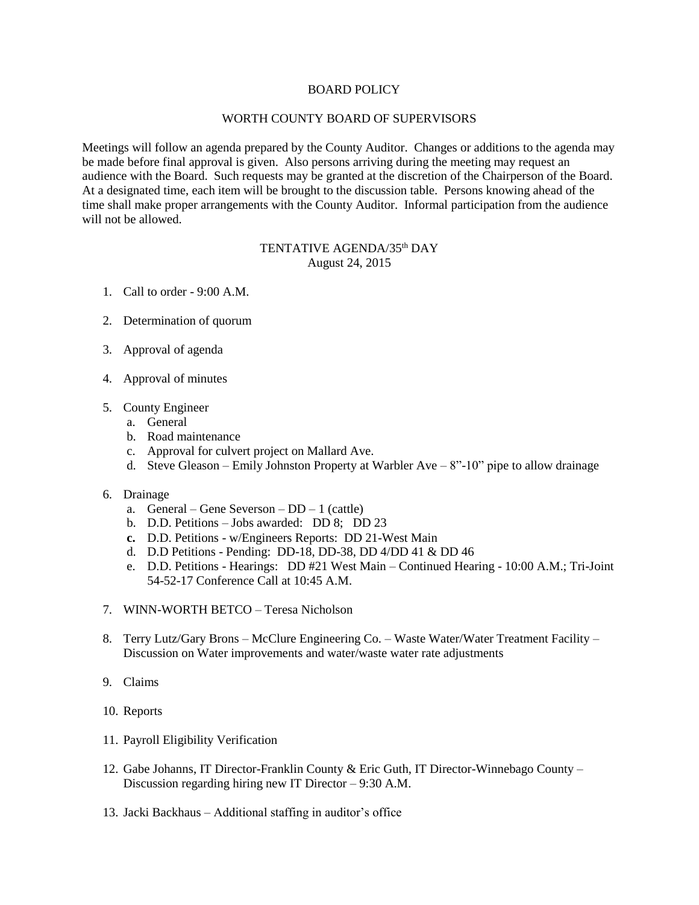# BOARD POLICY

## WORTH COUNTY BOARD OF SUPERVISORS

Meetings will follow an agenda prepared by the County Auditor. Changes or additions to the agenda may be made before final approval is given. Also persons arriving during the meeting may request an audience with the Board. Such requests may be granted at the discretion of the Chairperson of the Board. At a designated time, each item will be brought to the discussion table. Persons knowing ahead of the time shall make proper arrangements with the County Auditor. Informal participation from the audience will not be allowed.

## TENTATIVE AGENDA/35th DAY
August 24, 2015

1. Call to order - 9:00 A.M.

2. Determination of quorum

3. Approval of agenda

4. Approval of minutes

5. County Engineer
   a. General
   b. Road maintenance
   c. Approval for culvert project on Mallard Ave.
   d. Steve Gleason – Emily Johnston Property at Warbler Ave – 8”-10” pipe to allow drainage

6. Drainage
   a. General – Gene Severson – DD – 1 (cattle)
   b. D.D. Petitions – Jobs awarded: DD 8; DD 23
   **c.** D.D. Petitions - w/Engineers Reports: DD 21-West Main
   d. D.D Petitions - Pending: DD-18, DD-38, DD 4/DD 41 & DD 46
   e. D.D. Petitions - Hearings: DD #21 West Main – Continued Hearing - 10:00 A.M.; Tri-Joint 54-52-17 Conference Call at 10:45 A.M.

7. WINN-WORTH BETCO – Teresa Nicholson

8. Terry Lutz/Gary Brons – McClure Engineering Co. – Waste Water/Water Treatment Facility – Discussion on Water improvements and water/waste water rate adjustments

9. Claims

10. Reports

11. Payroll Eligibility Verification

12. Gabe Johanns, IT Director-Franklin County & Eric Guth, IT Director-Winnebago County – Discussion regarding hiring new IT Director – 9:30 A.M.

13. Jacki Backhaus – Additional staffing in auditor’s office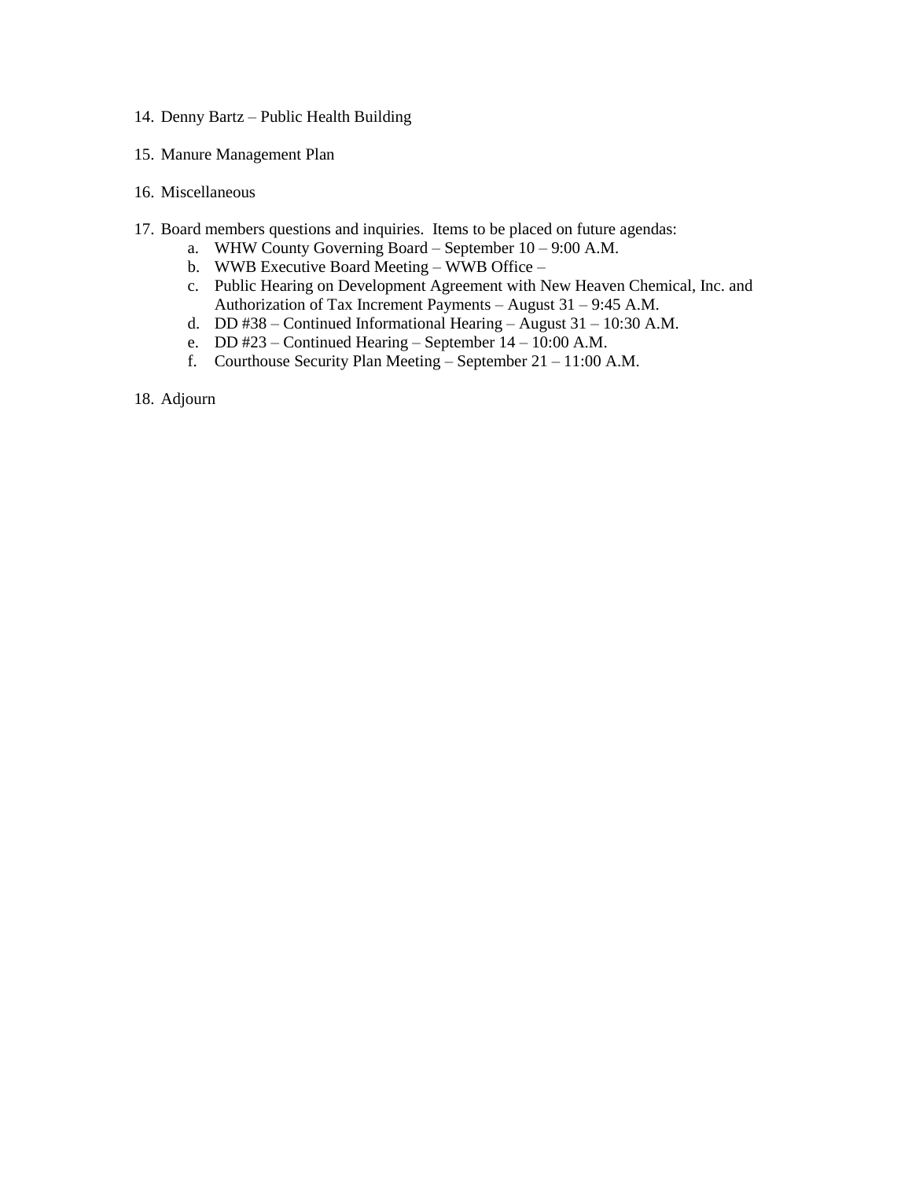14. Denny Bartz – Public Health Building

15. Manure Management Plan

16. Miscellaneous

17. Board members questions and inquiries. Items to be placed on future agendas:
    a. WHW County Governing Board – September 10 – 9:00 A.M.
    b. WWB Executive Board Meeting – WWB Office –
    c. Public Hearing on Development Agreement with New Heaven Chemical, Inc. and Authorization of Tax Increment Payments – August 31 – 9:45 A.M.
    d. DD #38 – Continued Informational Hearing – August 31 – 10:30 A.M.
    e. DD #23 – Continued Hearing – September 14 – 10:00 A.M.
    f. Courthouse Security Plan Meeting – September 21 – 11:00 A.M.

18. Adjourn